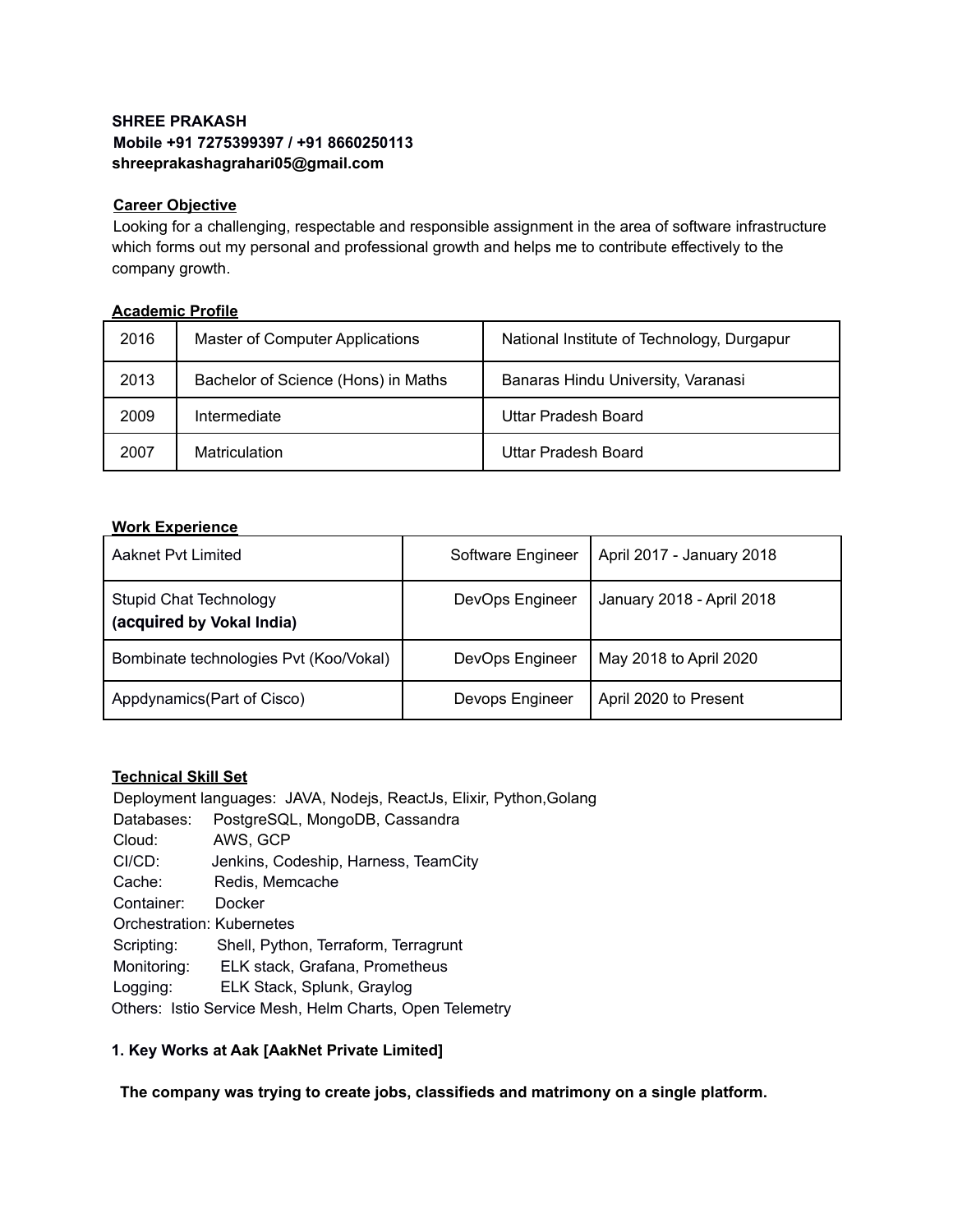**SHREE PRAKASH**
**Mobile +91 7275399397 / +91 8660250113**
**shreeprakashagrahari05@gmail.com**

## Career Objective

Looking for a challenging, respectable and responsible assignment in the area of software infrastructure which forms out my personal and professional growth and helps me to contribute effectively to the company growth.

## Academic Profile

| | | |
|---|---|---|
| 2016 | Master of Computer Applications | National Institute of Technology, Durgapur |
| 2013 | Bachelor of Science (Hons) in Maths | Banaras Hindu University, Varanasi |
| 2009 | Intermediate | Uttar Pradesh Board |
| 2007 | Matriculation | Uttar Pradesh Board |

## Work Experience

| | | |
|---|---|---|
| Aaknet Pvt Limited | Software Engineer | April 2017 - January 2018 |
| Stupid Chat Technology **(acquired by Vokal India)** | DevOps Engineer | January 2018 - April 2018 |
| Bombinate technologies Pvt (Koo/Vokal) | DevOps Engineer | May 2018 to April 2020 |
| Appdynamics(Part of Cisco) | Devops Engineer | April 2020 to Present |

## Technical Skill Set

Deployment languages: JAVA, Nodejs, ReactJs, Elixir, Python,Golang
Databases: PostgreSQL, MongoDB, Cassandra
Cloud: AWS, GCP
CI/CD: Jenkins, Codeship, Harness, TeamCity
Cache: Redis, Memcache
Container: Docker
Orchestration: Kubernetes
Scripting: Shell, Python, Terraform, Terragrunt
Monitoring: ELK stack, Grafana, Prometheus
Logging: ELK Stack, Splunk, Graylog
Others: Istio Service Mesh, Helm Charts, Open Telemetry

### 1. Key Works at Aak [AakNet Private Limited]

**The company was trying to create jobs, classifieds and matrimony on a single platform.**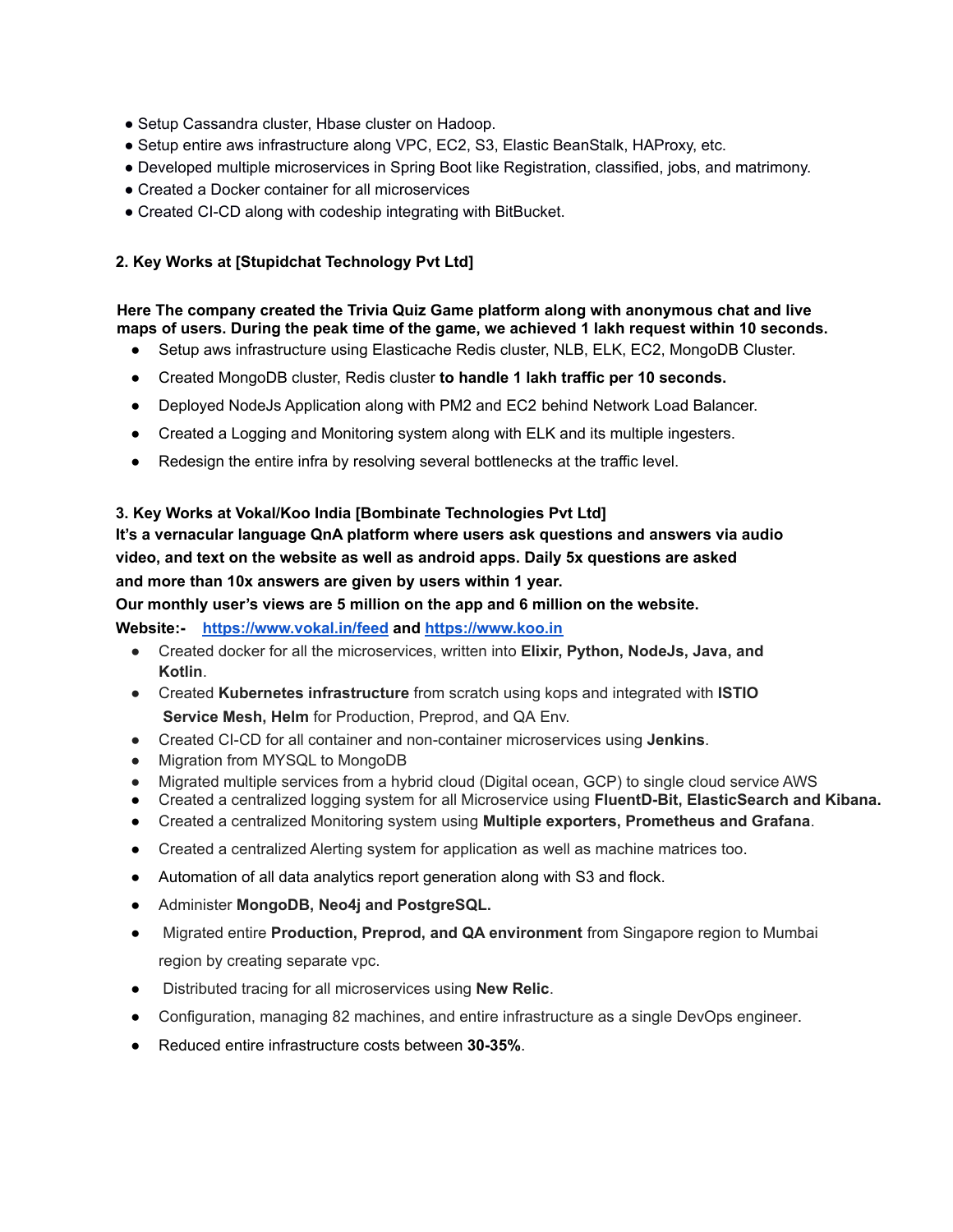- Setup Cassandra cluster, Hbase cluster on Hadoop.
- Setup entire aws infrastructure along VPC, EC2, S3, Elastic BeanStalk, HAProxy, etc.
- Developed multiple microservices in Spring Boot like Registration, classified, jobs, and matrimony.
- Created a Docker container for all microservices
- Created CI-CD along with codeship integrating with BitBucket.

**2. Key Works at [Stupidchat Technology Pvt Ltd]**

**Here The company created the Trivia Quiz Game platform along with anonymous chat and live maps of users. During the peak time of the game, we achieved 1 lakh request within 10 seconds.**

- Setup aws infrastructure using Elasticache Redis cluster, NLB, ELK, EC2, MongoDB Cluster.
- Created MongoDB cluster, Redis cluster **to handle 1 lakh traffic per 10 seconds.**
- Deployed NodeJs Application along with PM2 and EC2 behind Network Load Balancer.
- Created a Logging and Monitoring system along with ELK and its multiple ingesters.
- Redesign the entire infra by resolving several bottlenecks at the traffic level.

**3. Key Works at Vokal/Koo India [Bombinate Technologies Pvt Ltd]**

**It's a vernacular language QnA platform where users ask questions and answers via audio video, and text on the website as well as android apps. Daily 5x questions are asked and more than 10x answers are given by users within 1 year.**

**Our monthly user's views are 5 million on the app and 6 million on the website.**

**Website:- [https://www.vokal.in/feed](https://www.vokal.in/feed) and [https://www.koo.in](https://www.koo.in)**

- Created docker for all the microservices, written into **Elixir, Python, NodeJs, Java, and Kotlin**.
- Created **Kubernetes infrastructure** from scratch using kops and integrated with **ISTIO Service Mesh, Helm** for Production, Preprod, and QA Env.
- Created CI-CD for all container and non-container microservices using **Jenkins**.
- Migration from MYSQL to MongoDB
- Migrated multiple services from a hybrid cloud (Digital ocean, GCP) to single cloud service AWS
- Created a centralized logging system for all Microservice using **FluentD-Bit, ElasticSearch and Kibana.**
- Created a centralized Monitoring system using **Multiple exporters, Prometheus and Grafana**.
- Created a centralized Alerting system for application as well as machine matrices too.
- Automation of all data analytics report generation along with S3 and flock.
- Administer **MongoDB, Neo4j and PostgreSQL.**
- Migrated entire **Production, Preprod, and QA environment** from Singapore region to Mumbai region by creating separate vpc.
- Distributed tracing for all microservices using **New Relic**.
- Configuration, managing 82 machines, and entire infrastructure as a single DevOps engineer.
- Reduced entire infrastructure costs between **30-35%**.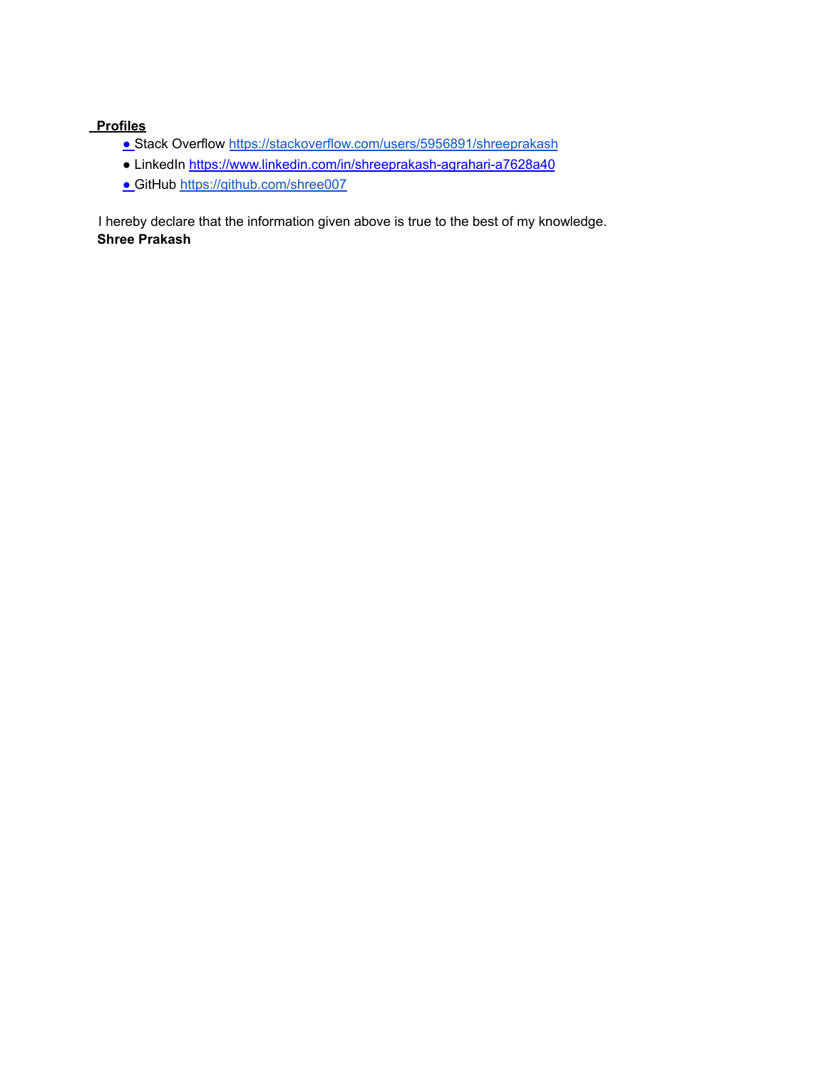**Profiles**

- Stack Overflow https://stackoverflow.com/users/5956891/shreeprakash
- LinkedIn https://www.linkedin.com/in/shreeprakash-agrahari-a7628a40
- GitHub https://github.com/shree007

I hereby declare that the information given above is true to the best of my knowledge.

**Shree Prakash**